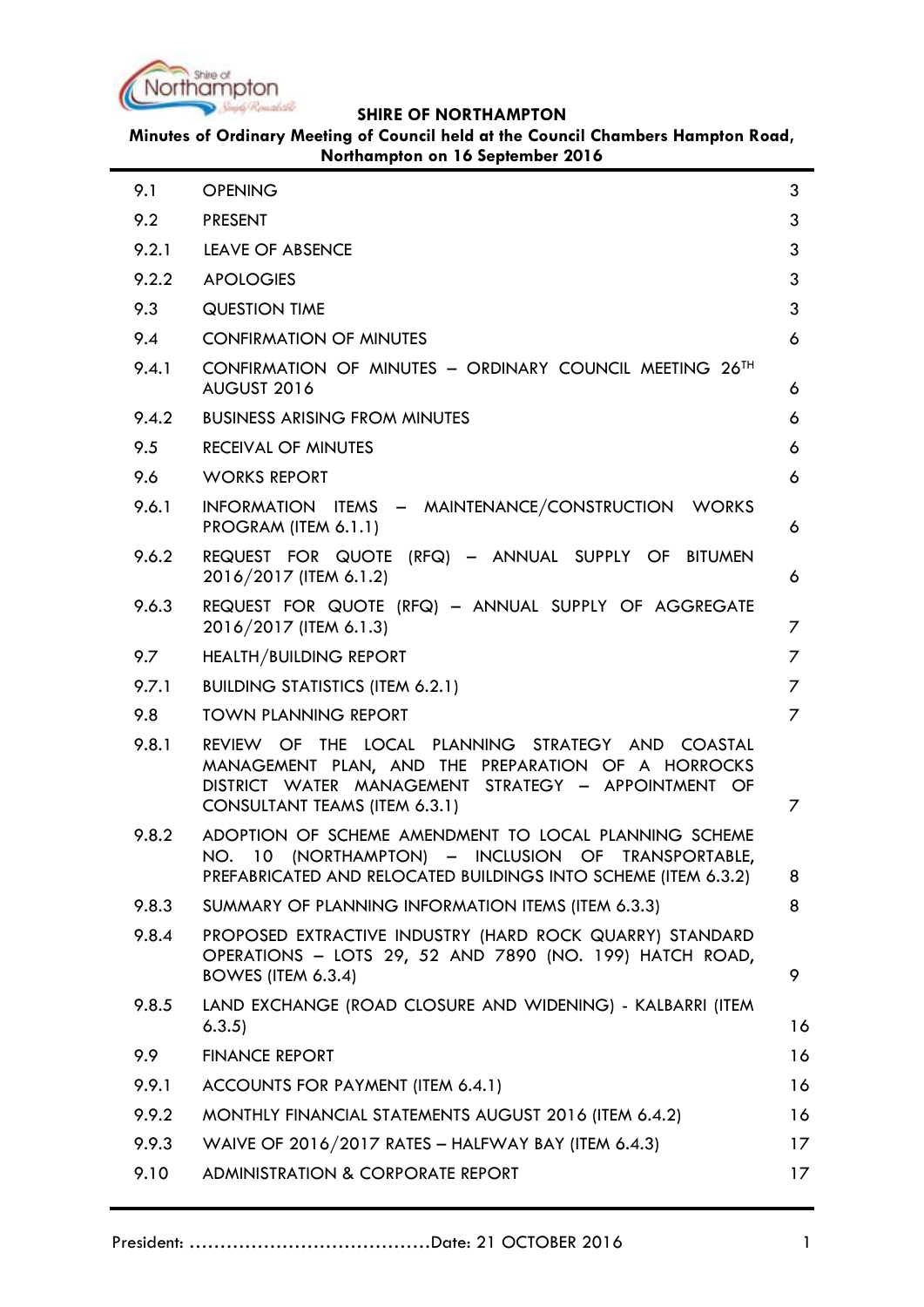**SHIRE OF NORTHAMPTON**

**Minutes of Ordinary Meeting of Council held at the Council Chambers Hampton Road, Northampton on 16 September 2016**

| | | |
|---|---|---|
| 9.1 | OPENING | 3 |
| 9.2 | PRESENT | 3 |
| 9.2.1 | LEAVE OF ABSENCE | 3 |
| 9.2.2 | APOLOGIES | 3 |
| 9.3 | QUESTION TIME | 3 |
| 9.4 | CONFIRMATION OF MINUTES | 6 |
| 9.4.1 | CONFIRMATION OF MINUTES – ORDINARY COUNCIL MEETING 26TH AUGUST 2016 | 6 |
| 9.4.2 | BUSINESS ARISING FROM MINUTES | 6 |
| 9.5 | RECEIVAL OF MINUTES | 6 |
| 9.6 | WORKS REPORT | 6 |
| 9.6.1 | INFORMATION ITEMS – MAINTENANCE/CONSTRUCTION WORKS PROGRAM (ITEM 6.1.1) | 6 |
| 9.6.2 | REQUEST FOR QUOTE (RFQ) – ANNUAL SUPPLY OF BITUMEN 2016/2017 (ITEM 6.1.2) | 6 |
| 9.6.3 | REQUEST FOR QUOTE (RFQ) – ANNUAL SUPPLY OF AGGREGATE 2016/2017 (ITEM 6.1.3) | 7 |
| 9.7 | HEALTH/BUILDING REPORT | 7 |
| 9.7.1 | BUILDING STATISTICS (ITEM 6.2.1) | 7 |
| 9.8 | TOWN PLANNING REPORT | 7 |
| 9.8.1 | REVIEW OF THE LOCAL PLANNING STRATEGY AND COASTAL MANAGEMENT PLAN, AND THE PREPARATION OF A HORROCKS DISTRICT WATER MANAGEMENT STRATEGY – APPOINTMENT OF CONSULTANT TEAMS (ITEM 6.3.1) | 7 |
| 9.8.2 | ADOPTION OF SCHEME AMENDMENT TO LOCAL PLANNING SCHEME NO. 10 (NORTHAMPTON) – INCLUSION OF TRANSPORTABLE, PREFABRICATED AND RELOCATED BUILDINGS INTO SCHEME (ITEM 6.3.2) | 8 |
| 9.8.3 | SUMMARY OF PLANNING INFORMATION ITEMS (ITEM 6.3.3) | 8 |
| 9.8.4 | PROPOSED EXTRACTIVE INDUSTRY (HARD ROCK QUARRY) STANDARD OPERATIONS – LOTS 29, 52 AND 7890 (NO. 199) HATCH ROAD, BOWES (ITEM 6.3.4) | 9 |
| 9.8.5 | LAND EXCHANGE (ROAD CLOSURE AND WIDENING) - KALBARRI (ITEM 6.3.5) | 16 |
| 9.9 | FINANCE REPORT | 16 |
| 9.9.1 | ACCOUNTS FOR PAYMENT (ITEM 6.4.1) | 16 |
| 9.9.2 | MONTHLY FINANCIAL STATEMENTS AUGUST 2016 (ITEM 6.4.2) | 16 |
| 9.9.3 | WAIVE OF 2016/2017 RATES – HALFWAY BAY (ITEM 6.4.3) | 17 |
| 9.10 | ADMINISTRATION & CORPORATE REPORT | 17 |

President: ......................................Date: 21 OCTOBER 2016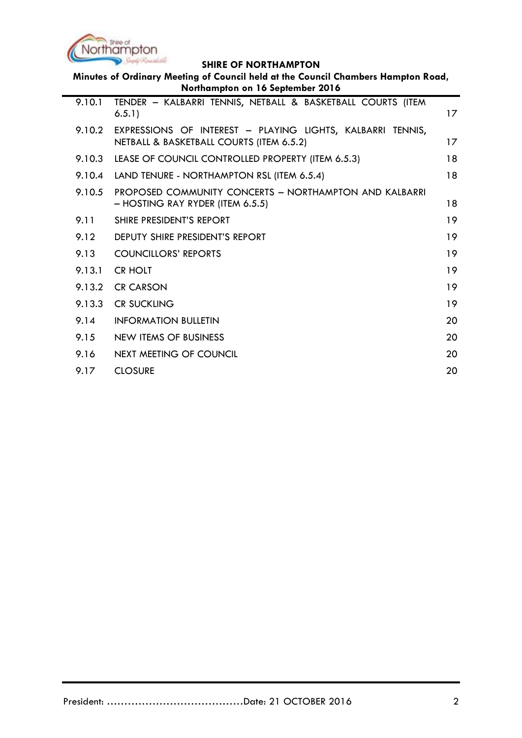| | | |
|---|---|---|
| 9.10.1 | TENDER – KALBARRI TENNIS, NETBALL & BASKETBALL COURTS (ITEM 6.5.1) | 17 |
| 9.10.2 | EXPRESSIONS OF INTEREST – PLAYING LIGHTS, KALBARRI TENNIS, NETBALL & BASKETBALL COURTS (ITEM 6.5.2) | 17 |
| 9.10.3 | LEASE OF COUNCIL CONTROLLED PROPERTY (ITEM 6.5.3) | 18 |
| 9.10.4 | LAND TENURE - NORTHAMPTON RSL (ITEM 6.5.4) | 18 |
| 9.10.5 | PROPOSED COMMUNITY CONCERTS – NORTHAMPTON AND KALBARRI – HOSTING RAY RYDER (ITEM 6.5.5) | 18 |
| 9.11 | SHIRE PRESIDENT'S REPORT | 19 |
| 9.12 | DEPUTY SHIRE PRESIDENT'S REPORT | 19 |
| 9.13 | COUNCILLORS' REPORTS | 19 |
| 9.13.1 | CR HOLT | 19 |
| 9.13.2 | CR CARSON | 19 |
| 9.13.3 | CR SUCKLING | 19 |
| 9.14 | INFORMATION BULLETIN | 20 |
| 9.15 | NEW ITEMS OF BUSINESS | 20 |
| 9.16 | NEXT MEETING OF COUNCIL | 20 |
| 9.17 | CLOSURE | 20 |

President: ......................................Date: 21 OCTOBER 2016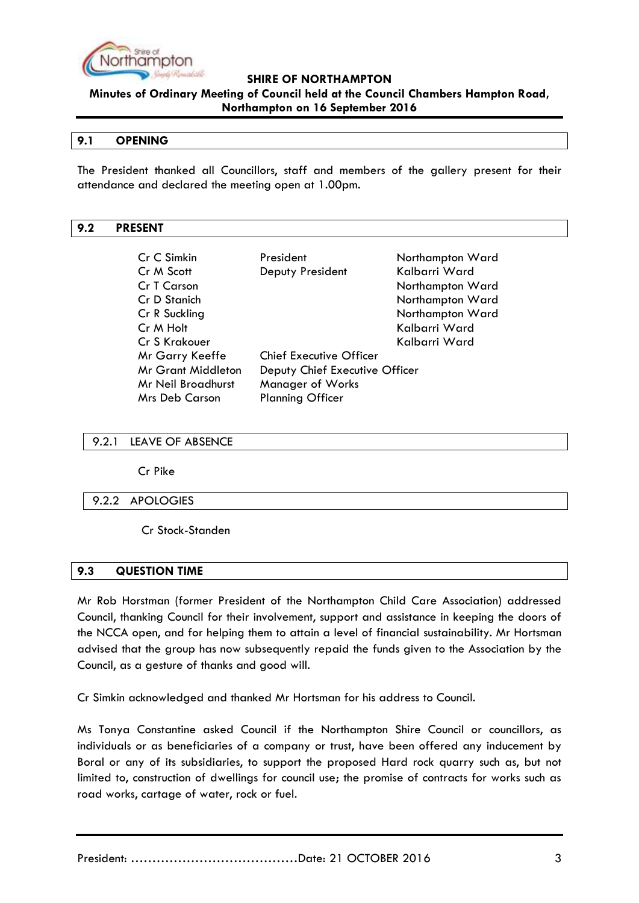## 9.1 OPENING

The President thanked all Councillors, staff and members of the gallery present for their attendance and declared the meeting open at 1.00pm.

## 9.2 PRESENT

| | | |
|---|---|---|
| Cr C Simkin | President | Northampton Ward |
| Cr M Scott | Deputy President | Kalbarri Ward |
| Cr T Carson | | Northampton Ward |
| Cr D Stanich | | Northampton Ward |
| Cr R Suckling | | Northampton Ward |
| Cr M Holt | | Kalbarri Ward |
| Cr S Krakouer | | Kalbarri Ward |
| Mr Garry Keeffe | Chief Executive Officer | |
| Mr Grant Middleton | Deputy Chief Executive Officer | |
| Mr Neil Broadhurst | Manager of Works | |
| Mrs Deb Carson | Planning Officer | |

### 9.2.1 LEAVE OF ABSENCE

Cr Pike

### 9.2.2 APOLOGIES

Cr Stock-Standen

## 9.3 QUESTION TIME

Mr Rob Horstman (former President of the Northampton Child Care Association) addressed Council, thanking Council for their involvement, support and assistance in keeping the doors of the NCCA open, and for helping them to attain a level of financial sustainability. Mr Hortsman advised that the group has now subsequently repaid the funds given to the Association by the Council, as a gesture of thanks and good will.

Cr Simkin acknowledged and thanked Mr Hortsman for his address to Council.

Ms Tonya Constantine asked Council if the Northampton Shire Council or councillors, as individuals or as beneficiaries of a company or trust, have been offered any inducement by Boral or any of its subsidiaries, to support the proposed Hard rock quarry such as, but not limited to, construction of dwellings for council use; the promise of contracts for works such as road works, cartage of water, rock or fuel.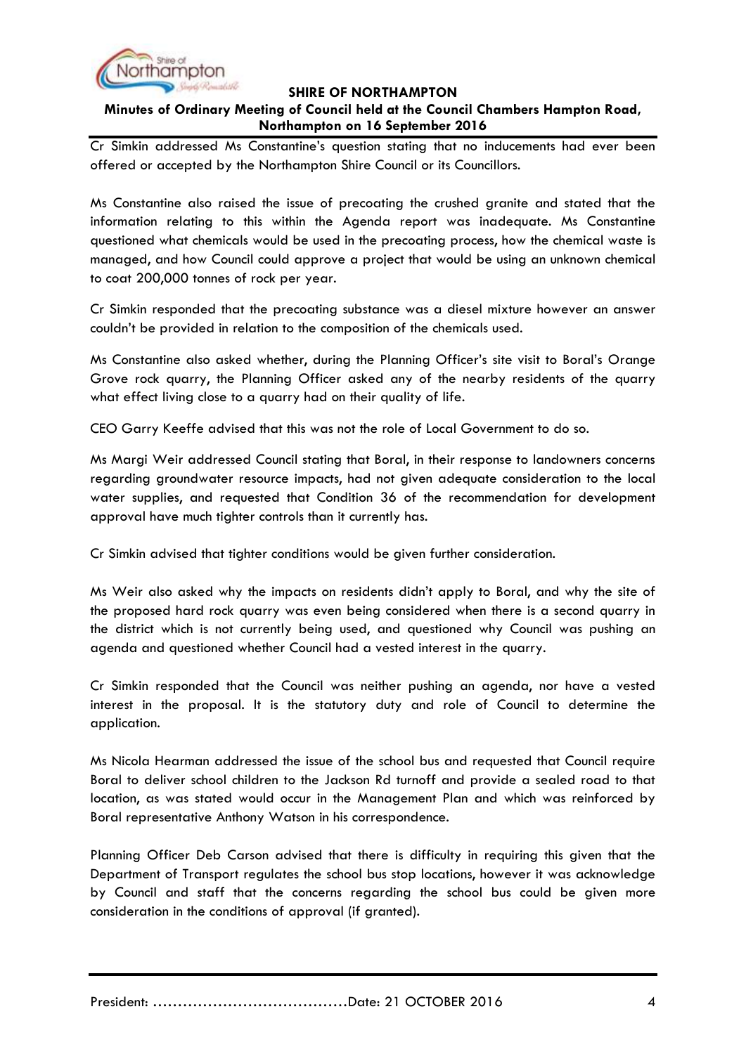Cr Simkin addressed Ms Constantine's question stating that no inducements had ever been offered or accepted by the Northampton Shire Council or its Councillors.

Ms Constantine also raised the issue of precoating the crushed granite and stated that the information relating to this within the Agenda report was inadequate. Ms Constantine questioned what chemicals would be used in the precoating process, how the chemical waste is managed, and how Council could approve a project that would be using an unknown chemical to coat 200,000 tonnes of rock per year.

Cr Simkin responded that the precoating substance was a diesel mixture however an answer couldn't be provided in relation to the composition of the chemicals used.

Ms Constantine also asked whether, during the Planning Officer's site visit to Boral's Orange Grove rock quarry, the Planning Officer asked any of the nearby residents of the quarry what effect living close to a quarry had on their quality of life.

CEO Garry Keeffe advised that this was not the role of Local Government to do so.

Ms Margi Weir addressed Council stating that Boral, in their response to landowners concerns regarding groundwater resource impacts, had not given adequate consideration to the local water supplies, and requested that Condition 36 of the recommendation for development approval have much tighter controls than it currently has.

Cr Simkin advised that tighter conditions would be given further consideration.

Ms Weir also asked why the impacts on residents didn't apply to Boral, and why the site of the proposed hard rock quarry was even being considered when there is a second quarry in the district which is not currently being used, and questioned why Council was pushing an agenda and questioned whether Council had a vested interest in the quarry.

Cr Simkin responded that the Council was neither pushing an agenda, nor have a vested interest in the proposal. It is the statutory duty and role of Council to determine the application.

Ms Nicola Hearman addressed the issue of the school bus and requested that Council require Boral to deliver school children to the Jackson Rd turnoff and provide a sealed road to that location, as was stated would occur in the Management Plan and which was reinforced by Boral representative Anthony Watson in his correspondence.

Planning Officer Deb Carson advised that there is difficulty in requiring this given that the Department of Transport regulates the school bus stop locations, however it was acknowledge by Council and staff that the concerns regarding the school bus could be given more consideration in the conditions of approval (if granted).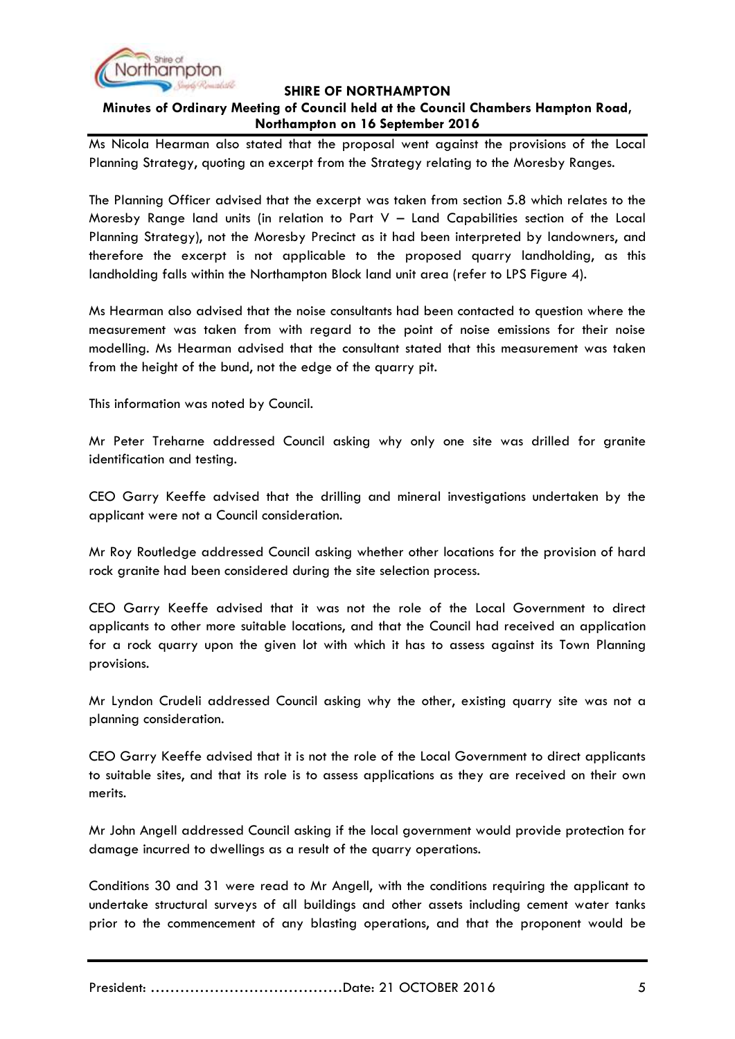Ms Nicola Hearman also stated that the proposal went against the provisions of the Local Planning Strategy, quoting an excerpt from the Strategy relating to the Moresby Ranges.

The Planning Officer advised that the excerpt was taken from section 5.8 which relates to the Moresby Range land units (in relation to Part V – Land Capabilities section of the Local Planning Strategy), not the Moresby Precinct as it had been interpreted by landowners, and therefore the excerpt is not applicable to the proposed quarry landholding, as this landholding falls within the Northampton Block land unit area (refer to LPS Figure 4).

Ms Hearman also advised that the noise consultants had been contacted to question where the measurement was taken from with regard to the point of noise emissions for their noise modelling. Ms Hearman advised that the consultant stated that this measurement was taken from the height of the bund, not the edge of the quarry pit.

This information was noted by Council.

Mr Peter Treharne addressed Council asking why only one site was drilled for granite identification and testing.

CEO Garry Keeffe advised that the drilling and mineral investigations undertaken by the applicant were not a Council consideration.

Mr Roy Routledge addressed Council asking whether other locations for the provision of hard rock granite had been considered during the site selection process.

CEO Garry Keeffe advised that it was not the role of the Local Government to direct applicants to other more suitable locations, and that the Council had received an application for a rock quarry upon the given lot with which it has to assess against its Town Planning provisions.

Mr Lyndon Crudeli addressed Council asking why the other, existing quarry site was not a planning consideration.

CEO Garry Keeffe advised that it is not the role of the Local Government to direct applicants to suitable sites, and that its role is to assess applications as they are received on their own merits.

Mr John Angell addressed Council asking if the local government would provide protection for damage incurred to dwellings as a result of the quarry operations.

Conditions 30 and 31 were read to Mr Angell, with the conditions requiring the applicant to undertake structural surveys of all buildings and other assets including cement water tanks prior to the commencement of any blasting operations, and that the proponent would be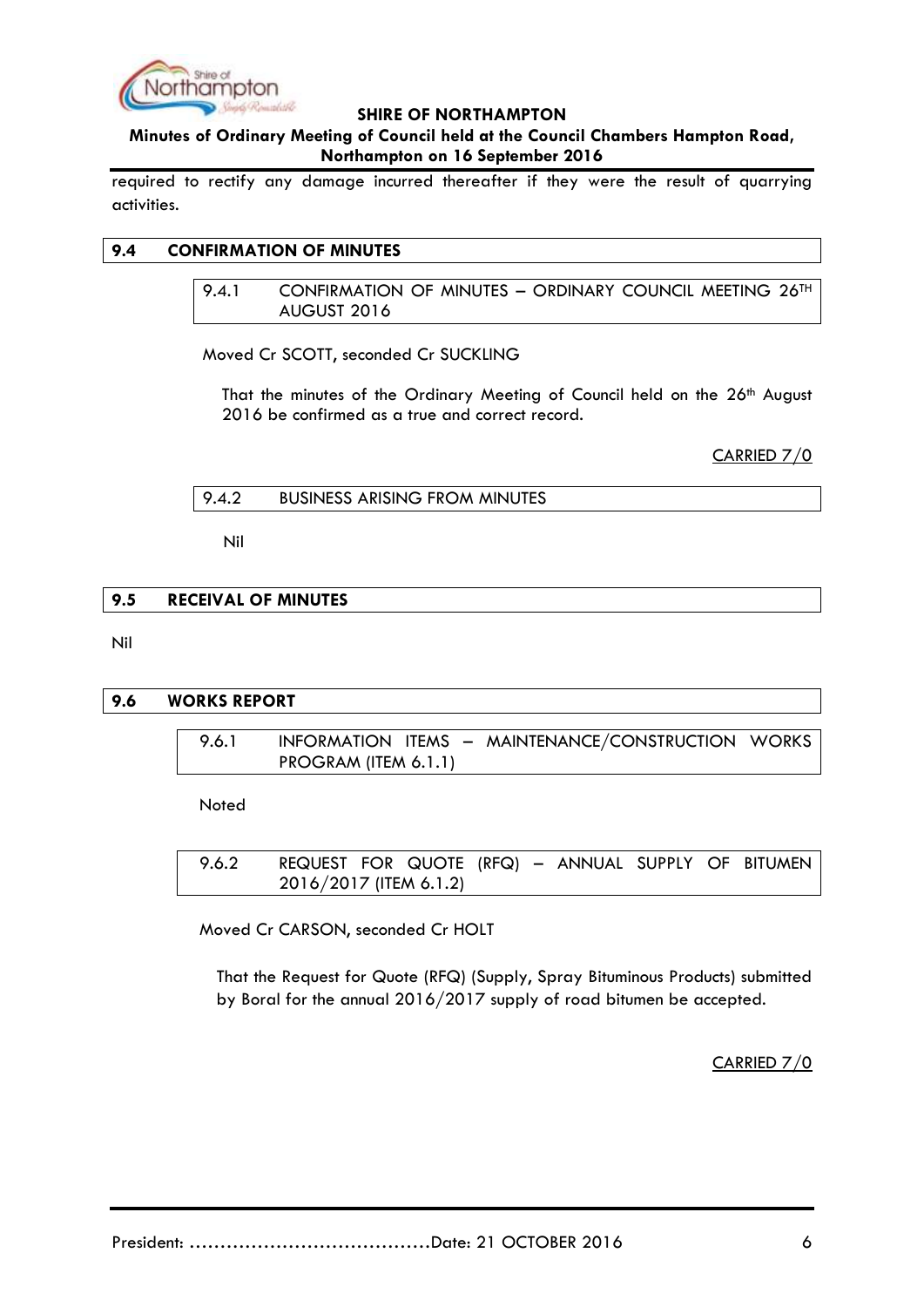required to rectify any damage incurred thereafter if they were the result of quarrying activities.

## 9.4 CONFIRMATION OF MINUTES

### 9.4.1 CONFIRMATION OF MINUTES – ORDINARY COUNCIL MEETING 26TH AUGUST 2016

Moved Cr SCOTT, seconded Cr SUCKLING

That the minutes of the Ordinary Meeting of Council held on the 26th August 2016 be confirmed as a true and correct record.

CARRIED 7/0

### 9.4.2 BUSINESS ARISING FROM MINUTES

Nil

## 9.5 RECEIVAL OF MINUTES

Nil

## 9.6 WORKS REPORT

### 9.6.1 INFORMATION ITEMS – MAINTENANCE/CONSTRUCTION WORKS PROGRAM (ITEM 6.1.1)

Noted

### 9.6.2 REQUEST FOR QUOTE (RFQ) – ANNUAL SUPPLY OF BITUMEN 2016/2017 (ITEM 6.1.2)

Moved Cr CARSON, seconded Cr HOLT

That the Request for Quote (RFQ) (Supply, Spray Bituminous Products) submitted by Boral for the annual 2016/2017 supply of road bitumen be accepted.

CARRIED 7/0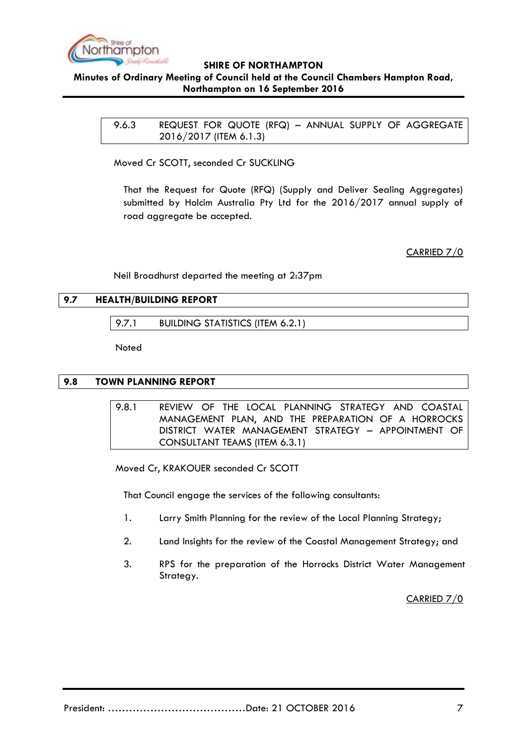### 9.6.3 REQUEST FOR QUOTE (RFQ) – ANNUAL SUPPLY OF AGGREGATE 2016/2017 (ITEM 6.1.3)

Moved Cr SCOTT, seconded Cr SUCKLING

That the Request for Quote (RFQ) (Supply and Deliver Sealing Aggregates) submitted by Holcim Australia Pty Ltd for the 2016/2017 annual supply of road aggregate be accepted.

CARRIED 7/0

Neil Broadhurst departed the meeting at 2:37pm

## 9.7 HEALTH/BUILDING REPORT

### 9.7.1 BUILDING STATISTICS (ITEM 6.2.1)

Noted

## 9.8 TOWN PLANNING REPORT

### 9.8.1 REVIEW OF THE LOCAL PLANNING STRATEGY AND COASTAL MANAGEMENT PLAN, AND THE PREPARATION OF A HORROCKS DISTRICT WATER MANAGEMENT STRATEGY – APPOINTMENT OF CONSULTANT TEAMS (ITEM 6.3.1)

Moved Cr, KRAKOUER seconded Cr SCOTT

That Council engage the services of the following consultants:

1. Larry Smith Planning for the review of the Local Planning Strategy;
2. Land Insights for the review of the Coastal Management Strategy; and
3. RPS for the preparation of the Horrocks District Water Management Strategy.

CARRIED 7/0

President: ……………………………………Date: 21 OCTOBER 2016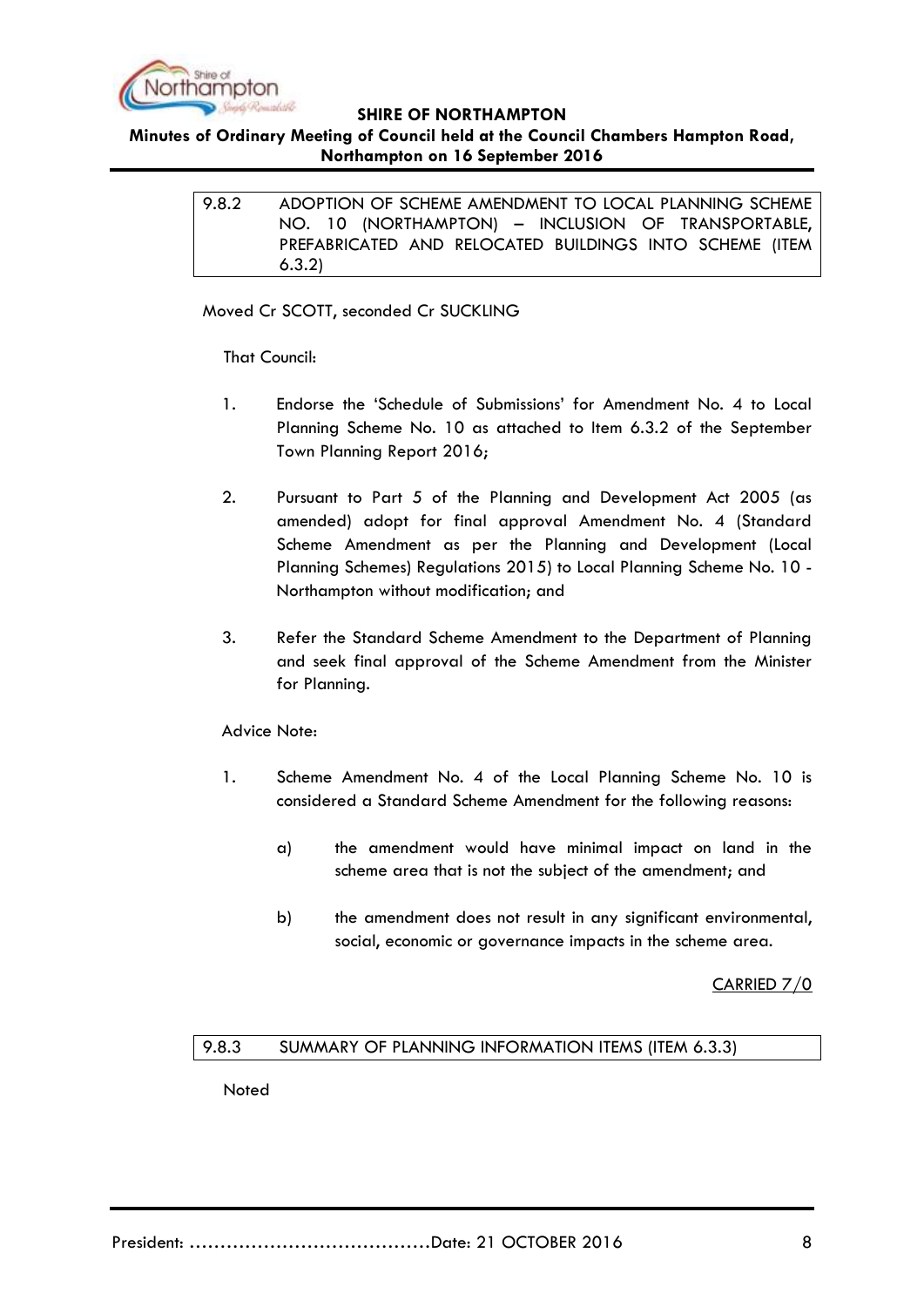## 9.8.2 ADOPTION OF SCHEME AMENDMENT TO LOCAL PLANNING SCHEME NO. 10 (NORTHAMPTON) – INCLUSION OF TRANSPORTABLE, PREFABRICATED AND RELOCATED BUILDINGS INTO SCHEME (ITEM 6.3.2)

Moved Cr SCOTT, seconded Cr SUCKLING

That Council:

1. Endorse the 'Schedule of Submissions' for Amendment No. 4 to Local Planning Scheme No. 10 as attached to Item 6.3.2 of the September Town Planning Report 2016;

2. Pursuant to Part 5 of the Planning and Development Act 2005 (as amended) adopt for final approval Amendment No. 4 (Standard Scheme Amendment as per the Planning and Development (Local Planning Schemes) Regulations 2015) to Local Planning Scheme No. 10 - Northampton without modification; and

3. Refer the Standard Scheme Amendment to the Department of Planning and seek final approval of the Scheme Amendment from the Minister for Planning.

Advice Note:

1. Scheme Amendment No. 4 of the Local Planning Scheme No. 10 is considered a Standard Scheme Amendment for the following reasons:

   a) the amendment would have minimal impact on land in the scheme area that is not the subject of the amendment; and

   b) the amendment does not result in any significant environmental, social, economic or governance impacts in the scheme area.

<u>CARRIED 7/0</u>

## 9.8.3 SUMMARY OF PLANNING INFORMATION ITEMS (ITEM 6.3.3)

Noted

President: ......................................Date: 21 OCTOBER 2016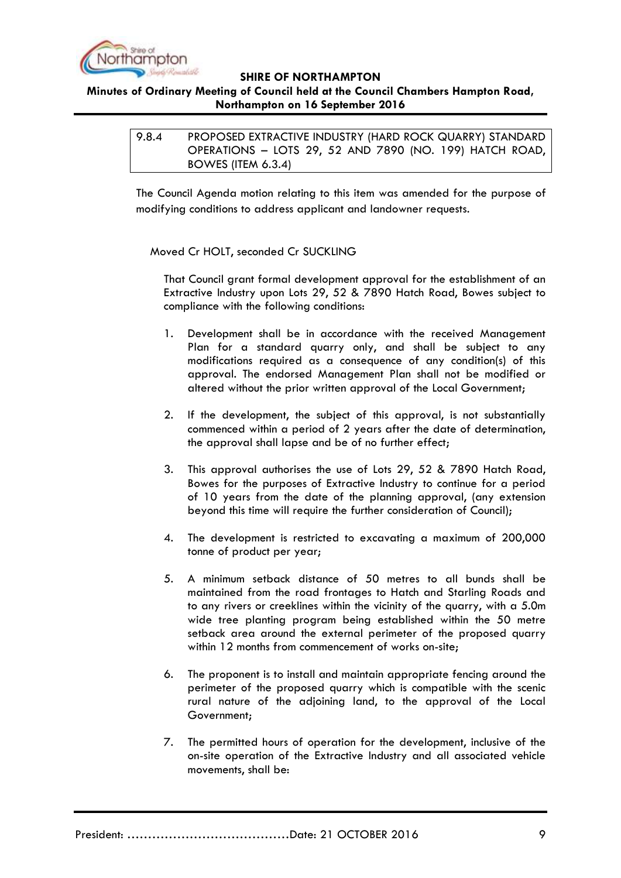| 9.8.4 | PROPOSED EXTRACTIVE INDUSTRY (HARD ROCK QUARRY) STANDARD OPERATIONS – LOTS 29, 52 AND 7890 (NO. 199) HATCH ROAD, BOWES (ITEM 6.3.4) |
|---|---|

The Council Agenda motion relating to this item was amended for the purpose of modifying conditions to address applicant and landowner requests.

Moved Cr HOLT, seconded Cr SUCKLING

That Council grant formal development approval for the establishment of an Extractive Industry upon Lots 29, 52 & 7890 Hatch Road, Bowes subject to compliance with the following conditions:

1. Development shall be in accordance with the received Management Plan for a standard quarry only, and shall be subject to any modifications required as a consequence of any condition(s) of this approval. The endorsed Management Plan shall not be modified or altered without the prior written approval of the Local Government;

2. If the development, the subject of this approval, is not substantially commenced within a period of 2 years after the date of determination, the approval shall lapse and be of no further effect;

3. This approval authorises the use of Lots 29, 52 & 7890 Hatch Road, Bowes for the purposes of Extractive Industry to continue for a period of 10 years from the date of the planning approval, (any extension beyond this time will require the further consideration of Council);

4. The development is restricted to excavating a maximum of 200,000 tonne of product per year;

5. A minimum setback distance of 50 metres to all bunds shall be maintained from the road frontages to Hatch and Starling Roads and to any rivers or creeklines within the vicinity of the quarry, with a 5.0m wide tree planting program being established within the 50 metre setback area around the external perimeter of the proposed quarry within 12 months from commencement of works on-site;

6. The proponent is to install and maintain appropriate fencing around the perimeter of the proposed quarry which is compatible with the scenic rural nature of the adjoining land, to the approval of the Local Government;

7. The permitted hours of operation for the development, inclusive of the on-site operation of the Extractive Industry and all associated vehicle movements, shall be:

President: ......................................Date: 21 OCTOBER 2016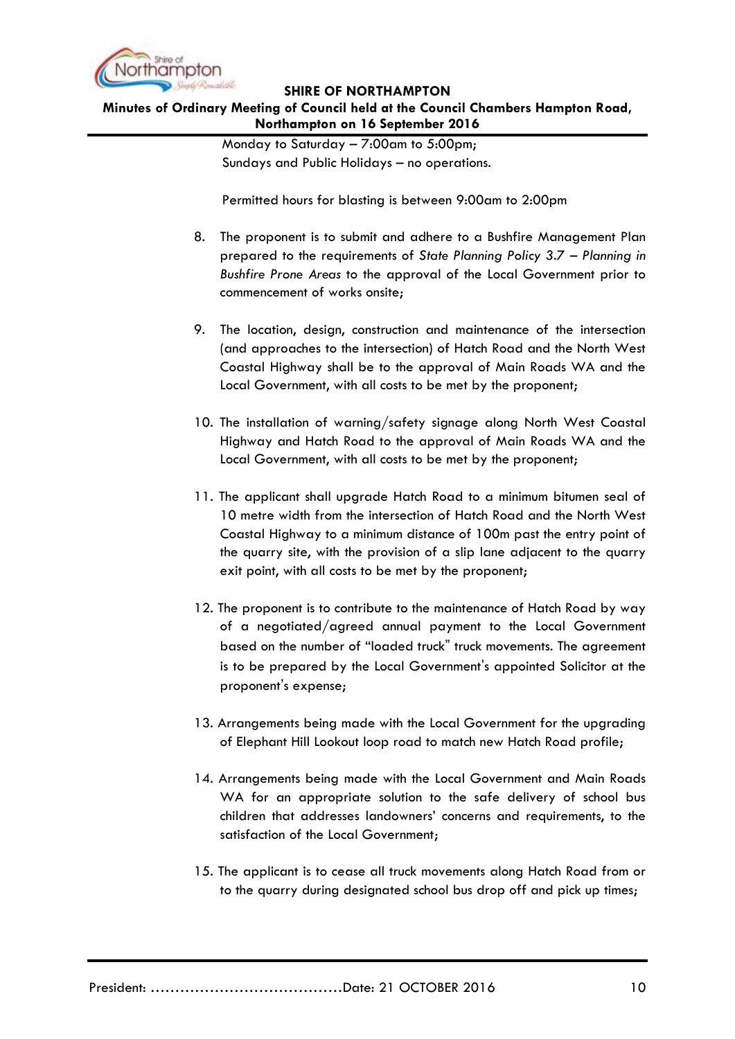Monday to Saturday – 7:00am to 5:00pm;
Sundays and Public Holidays – no operations.

Permitted hours for blasting is between 9:00am to 2:00pm

8. The proponent is to submit and adhere to a Bushfire Management Plan prepared to the requirements of *State Planning Policy 3.7 – Planning in Bushfire Prone Areas* to the approval of the Local Government prior to commencement of works onsite;

9. The location, design, construction and maintenance of the intersection (and approaches to the intersection) of Hatch Road and the North West Coastal Highway shall be to the approval of Main Roads WA and the Local Government, with all costs to be met by the proponent;

10. The installation of warning/safety signage along North West Coastal Highway and Hatch Road to the approval of Main Roads WA and the Local Government, with all costs to be met by the proponent;

11. The applicant shall upgrade Hatch Road to a minimum bitumen seal of 10 metre width from the intersection of Hatch Road and the North West Coastal Highway to a minimum distance of 100m past the entry point of the quarry site, with the provision of a slip lane adjacent to the quarry exit point, with all costs to be met by the proponent;

12. The proponent is to contribute to the maintenance of Hatch Road by way of a negotiated/agreed annual payment to the Local Government based on the number of "loaded truck" truck movements. The agreement is to be prepared by the Local Government's appointed Solicitor at the proponent's expense;

13. Arrangements being made with the Local Government for the upgrading of Elephant Hill Lookout loop road to match new Hatch Road profile;

14. Arrangements being made with the Local Government and Main Roads WA for an appropriate solution to the safe delivery of school bus children that addresses landowners' concerns and requirements, to the satisfaction of the Local Government;

15. The applicant is to cease all truck movements along Hatch Road from or to the quarry during designated school bus drop off and pick up times;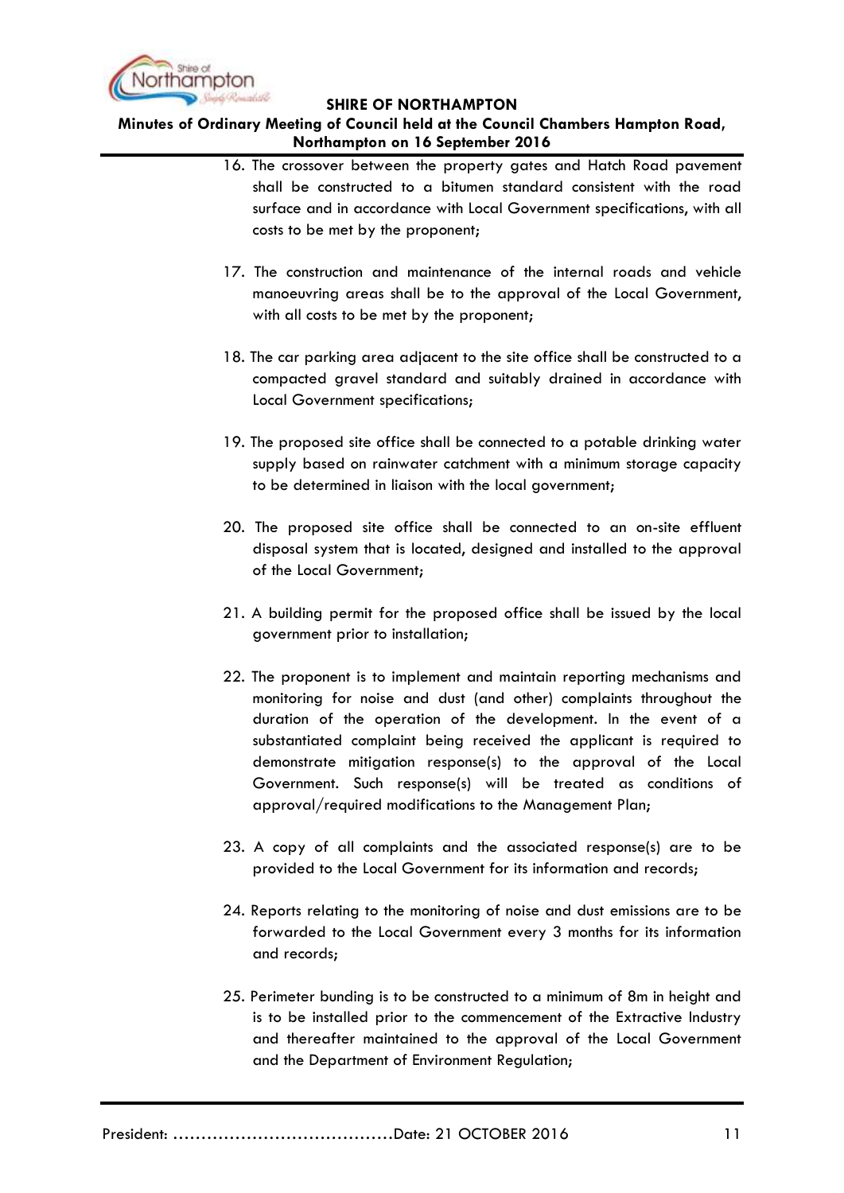16. The crossover between the property gates and Hatch Road pavement shall be constructed to a bitumen standard consistent with the road surface and in accordance with Local Government specifications, with all costs to be met by the proponent;

17. The construction and maintenance of the internal roads and vehicle manoeuvring areas shall be to the approval of the Local Government, with all costs to be met by the proponent;

18. The car parking area adjacent to the site office shall be constructed to a compacted gravel standard and suitably drained in accordance with Local Government specifications;

19. The proposed site office shall be connected to a potable drinking water supply based on rainwater catchment with a minimum storage capacity to be determined in liaison with the local government;

20. The proposed site office shall be connected to an on-site effluent disposal system that is located, designed and installed to the approval of the Local Government;

21. A building permit for the proposed office shall be issued by the local government prior to installation;

22. The proponent is to implement and maintain reporting mechanisms and monitoring for noise and dust (and other) complaints throughout the duration of the operation of the development. In the event of a substantiated complaint being received the applicant is required to demonstrate mitigation response(s) to the approval of the Local Government. Such response(s) will be treated as conditions of approval/required modifications to the Management Plan;

23. A copy of all complaints and the associated response(s) are to be provided to the Local Government for its information and records;

24. Reports relating to the monitoring of noise and dust emissions are to be forwarded to the Local Government every 3 months for its information and records;

25. Perimeter bunding is to be constructed to a minimum of 8m in height and is to be installed prior to the commencement of the Extractive Industry and thereafter maintained to the approval of the Local Government and the Department of Environment Regulation;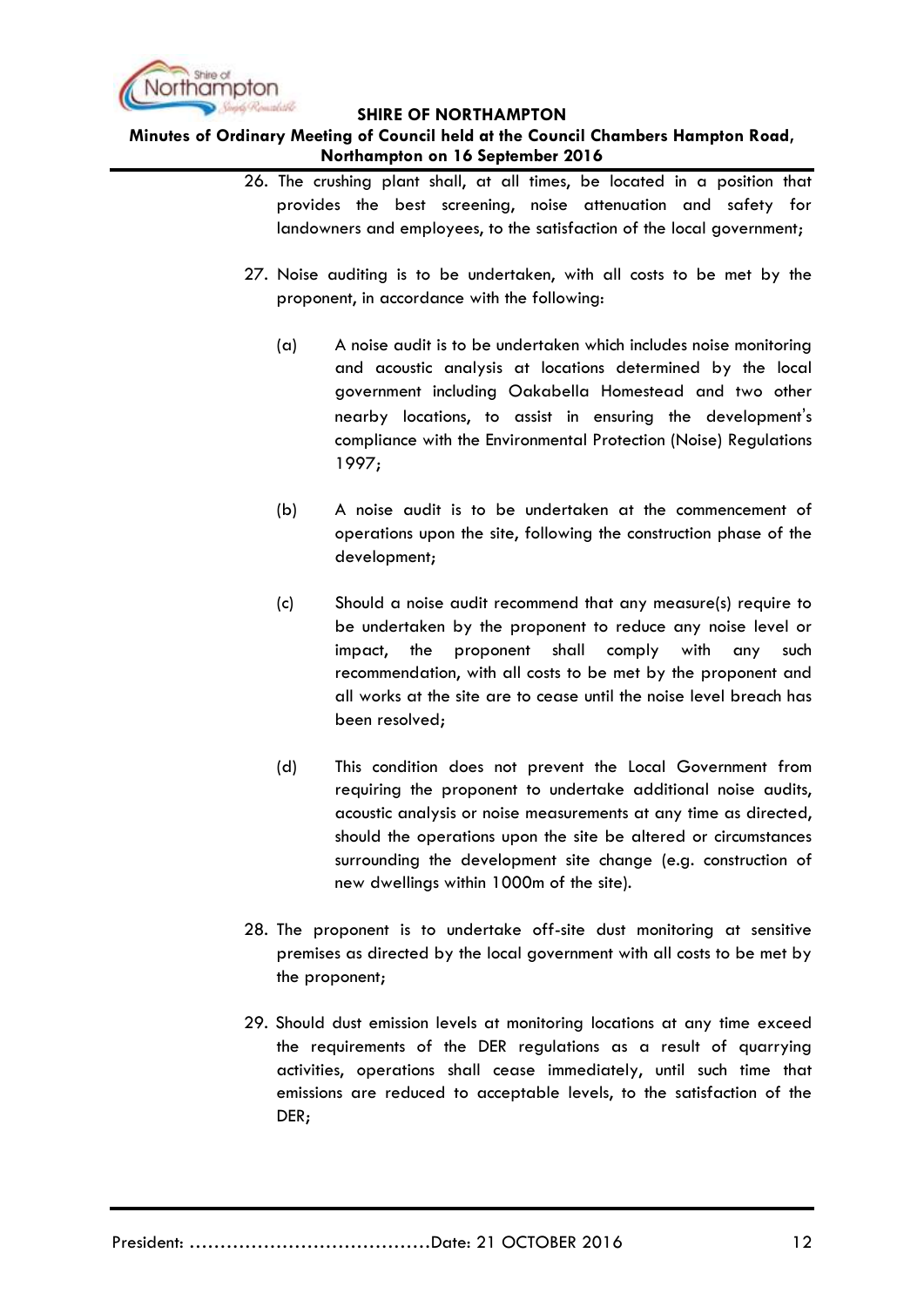26. The crushing plant shall, at all times, be located in a position that provides the best screening, noise attenuation and safety for landowners and employees, to the satisfaction of the local government;

27. Noise auditing is to be undertaken, with all costs to be met by the proponent, in accordance with the following:

    (a) A noise audit is to be undertaken which includes noise monitoring and acoustic analysis at locations determined by the local government including Oakabella Homestead and two other nearby locations, to assist in ensuring the development's compliance with the Environmental Protection (Noise) Regulations 1997;

    (b) A noise audit is to be undertaken at the commencement of operations upon the site, following the construction phase of the development;

    (c) Should a noise audit recommend that any measure(s) require to be undertaken by the proponent to reduce any noise level or impact, the proponent shall comply with any such recommendation, with all costs to be met by the proponent and all works at the site are to cease until the noise level breach has been resolved;

    (d) This condition does not prevent the Local Government from requiring the proponent to undertake additional noise audits, acoustic analysis or noise measurements at any time as directed, should the operations upon the site be altered or circumstances surrounding the development site change (e.g. construction of new dwellings within 1000m of the site).

28. The proponent is to undertake off-site dust monitoring at sensitive premises as directed by the local government with all costs to be met by the proponent;

29. Should dust emission levels at monitoring locations at any time exceed the requirements of the DER regulations as a result of quarrying activities, operations shall cease immediately, until such time that emissions are reduced to acceptable levels, to the satisfaction of the DER;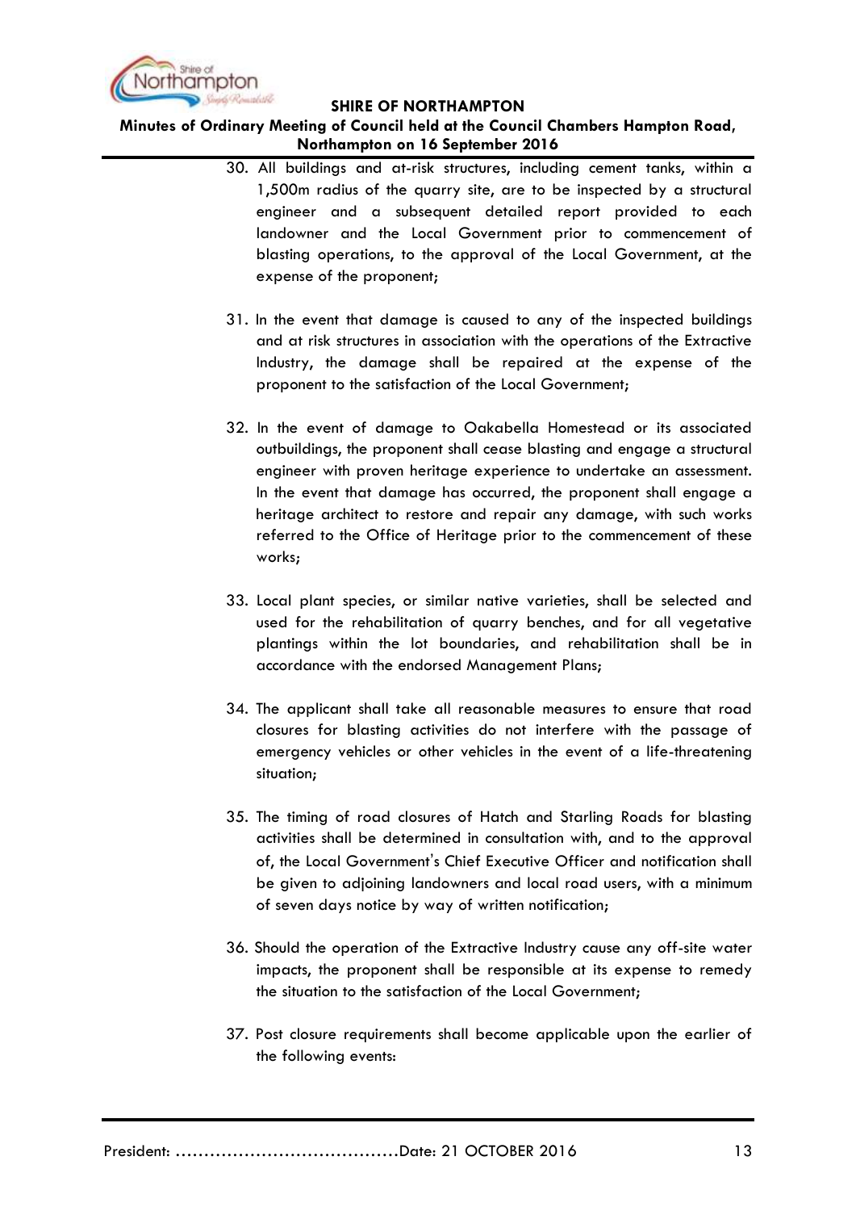30. All buildings and at-risk structures, including cement tanks, within a 1,500m radius of the quarry site, are to be inspected by a structural engineer and a subsequent detailed report provided to each landowner and the Local Government prior to commencement of blasting operations, to the approval of the Local Government, at the expense of the proponent;

31. In the event that damage is caused to any of the inspected buildings and at risk structures in association with the operations of the Extractive Industry, the damage shall be repaired at the expense of the proponent to the satisfaction of the Local Government;

32. In the event of damage to Oakabella Homestead or its associated outbuildings, the proponent shall cease blasting and engage a structural engineer with proven heritage experience to undertake an assessment. In the event that damage has occurred, the proponent shall engage a heritage architect to restore and repair any damage, with such works referred to the Office of Heritage prior to the commencement of these works;

33. Local plant species, or similar native varieties, shall be selected and used for the rehabilitation of quarry benches, and for all vegetative plantings within the lot boundaries, and rehabilitation shall be in accordance with the endorsed Management Plans;

34. The applicant shall take all reasonable measures to ensure that road closures for blasting activities do not interfere with the passage of emergency vehicles or other vehicles in the event of a life-threatening situation;

35. The timing of road closures of Hatch and Starling Roads for blasting activities shall be determined in consultation with, and to the approval of, the Local Government's Chief Executive Officer and notification shall be given to adjoining landowners and local road users, with a minimum of seven days notice by way of written notification;

36. Should the operation of the Extractive Industry cause any off-site water impacts, the proponent shall be responsible at its expense to remedy the situation to the satisfaction of the Local Government;

37. Post closure requirements shall become applicable upon the earlier of the following events: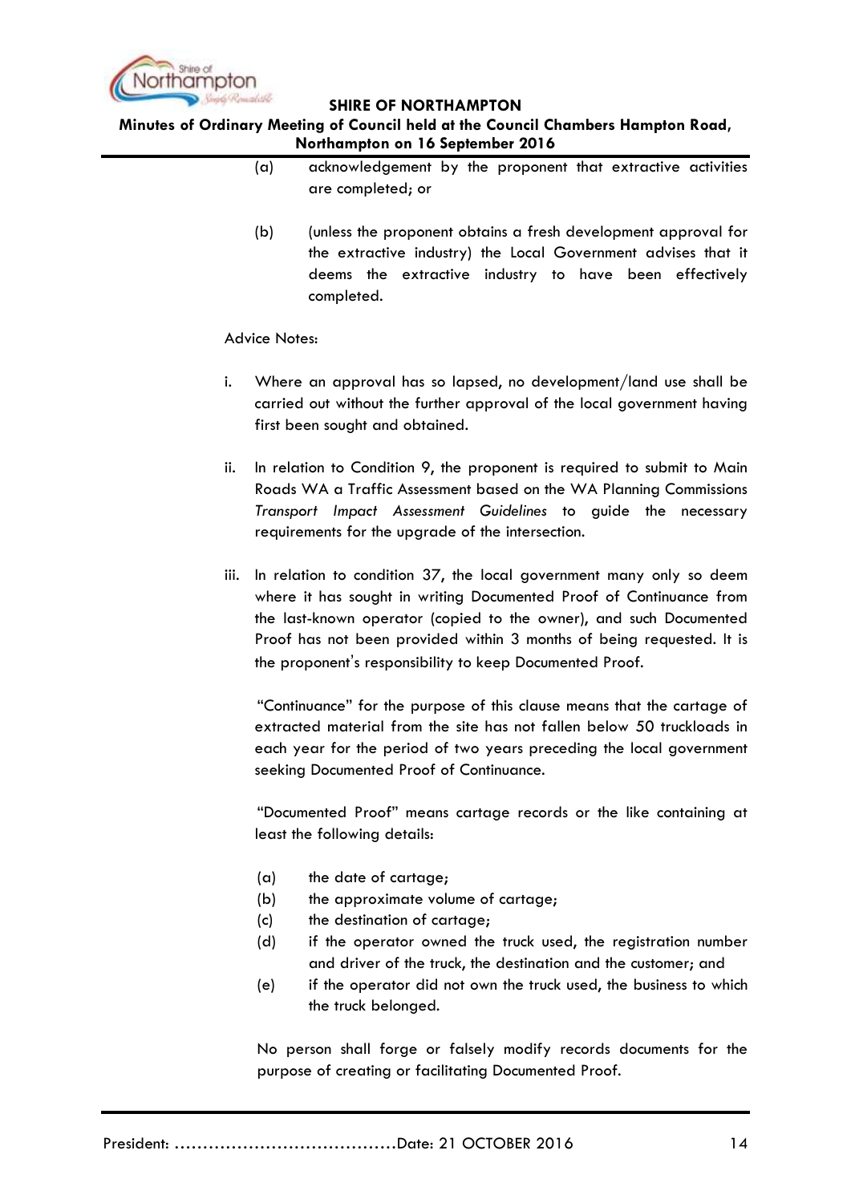(a) acknowledgement by the proponent that extractive activities are completed; or

(b) (unless the proponent obtains a fresh development approval for the extractive industry) the Local Government advises that it deems the extractive industry to have been effectively completed.

Advice Notes:

i. Where an approval has so lapsed, no development/land use shall be carried out without the further approval of the local government having first been sought and obtained.

ii. In relation to Condition 9, the proponent is required to submit to Main Roads WA a Traffic Assessment based on the WA Planning Commissions *Transport Impact Assessment Guidelines* to guide the necessary requirements for the upgrade of the intersection.

iii. In relation to condition 37, the local government many only so deem where it has sought in writing Documented Proof of Continuance from the last-known operator (copied to the owner), and such Documented Proof has not been provided within 3 months of being requested. It is the proponent's responsibility to keep Documented Proof.

"Continuance" for the purpose of this clause means that the cartage of extracted material from the site has not fallen below 50 truckloads in each year for the period of two years preceding the local government seeking Documented Proof of Continuance.

"Documented Proof" means cartage records or the like containing at least the following details:

(a) the date of cartage;
(b) the approximate volume of cartage;
(c) the destination of cartage;
(d) if the operator owned the truck used, the registration number and driver of the truck, the destination and the customer; and
(e) if the operator did not own the truck used, the business to which the truck belonged.

No person shall forge or falsely modify records documents for the purpose of creating or facilitating Documented Proof.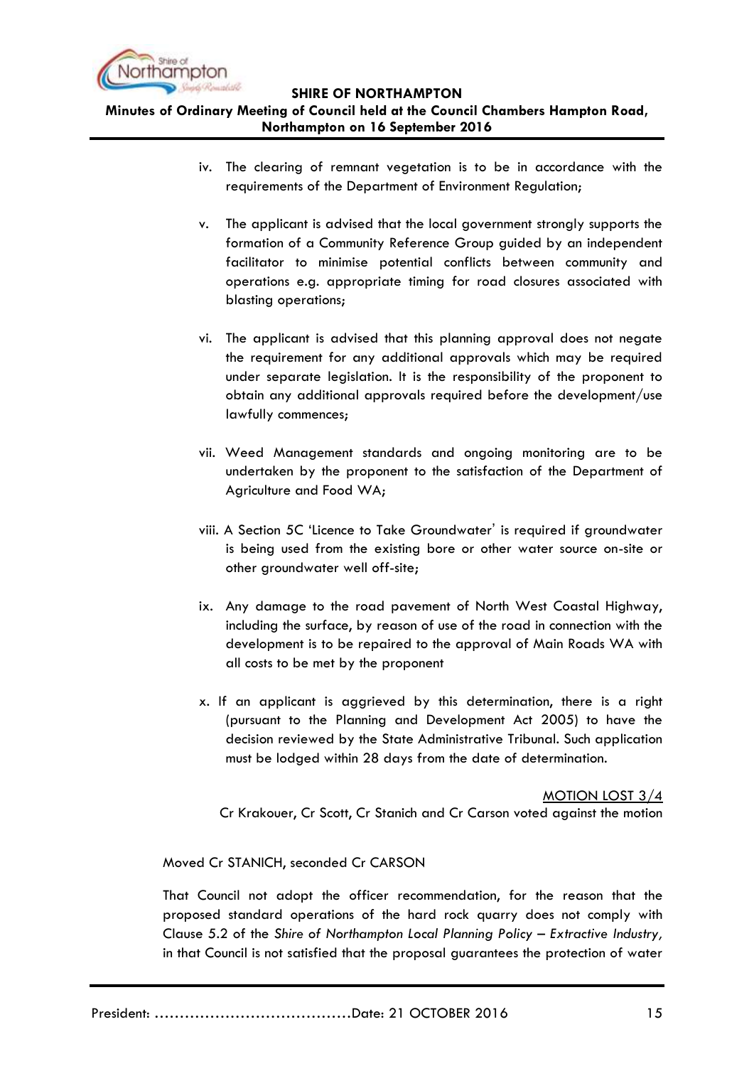iv. The clearing of remnant vegetation is to be in accordance with the requirements of the Department of Environment Regulation;

v. The applicant is advised that the local government strongly supports the formation of a Community Reference Group guided by an independent facilitator to minimise potential conflicts between community and operations e.g. appropriate timing for road closures associated with blasting operations;

vi. The applicant is advised that this planning approval does not negate the requirement for any additional approvals which may be required under separate legislation. It is the responsibility of the proponent to obtain any additional approvals required before the development/use lawfully commences;

vii. Weed Management standards and ongoing monitoring are to be undertaken by the proponent to the satisfaction of the Department of Agriculture and Food WA;

viii. A Section 5C 'Licence to Take Groundwater' is required if groundwater is being used from the existing bore or other water source on-site or other groundwater well off-site;

ix. Any damage to the road pavement of North West Coastal Highway, including the surface, by reason of use of the road in connection with the development is to be repaired to the approval of Main Roads WA with all costs to be met by the proponent

x. If an applicant is aggrieved by this determination, there is a right (pursuant to the Planning and Development Act 2005) to have the decision reviewed by the State Administrative Tribunal. Such application must be lodged within 28 days from the date of determination.

<u>MOTION LOST 3/4</u>

Cr Krakouer, Cr Scott, Cr Stanich and Cr Carson voted against the motion

Moved Cr STANICH, seconded Cr CARSON

That Council not adopt the officer recommendation, for the reason that the proposed standard operations of the hard rock quarry does not comply with Clause 5.2 of the *Shire of Northampton Local Planning Policy – Extractive Industry*, in that Council is not satisfied that the proposal guarantees the protection of water

President: ......................................Date: 21 OCTOBER 2016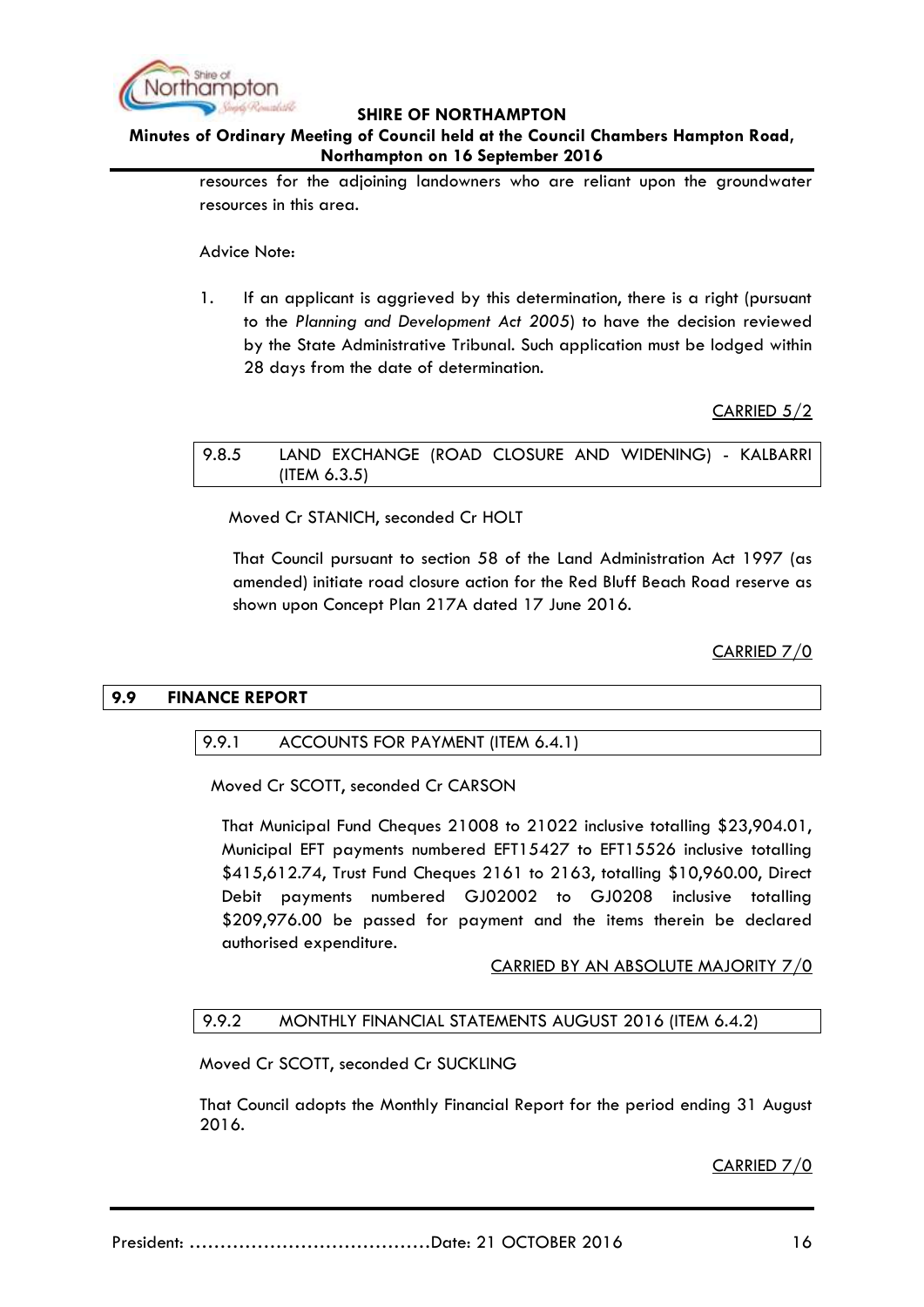resources for the adjoining landowners who are reliant upon the groundwater resources in this area.

Advice Note:

1. If an applicant is aggrieved by this determination, there is a right (pursuant to the *Planning and Development Act 2005*) to have the decision reviewed by the State Administrative Tribunal. Such application must be lodged within 28 days from the date of determination.

CARRIED 5/2

### 9.8.5 LAND EXCHANGE (ROAD CLOSURE AND WIDENING) - KALBARRI (ITEM 6.3.5)

Moved Cr STANICH, seconded Cr HOLT

That Council pursuant to section 58 of the Land Administration Act 1997 (as amended) initiate road closure action for the Red Bluff Beach Road reserve as shown upon Concept Plan 217A dated 17 June 2016.

CARRIED 7/0

## 9.9 FINANCE REPORT

### 9.9.1 ACCOUNTS FOR PAYMENT (ITEM 6.4.1)

Moved Cr SCOTT, seconded Cr CARSON

That Municipal Fund Cheques 21008 to 21022 inclusive totalling $23,904.01, Municipal EFT payments numbered EFT15427 to EFT15526 inclusive totalling $415,612.74, Trust Fund Cheques 2161 to 2163, totalling $10,960.00, Direct Debit payments numbered GJ02002 to GJ0208 inclusive totalling $209,976.00 be passed for payment and the items therein be declared authorised expenditure.

CARRIED BY AN ABSOLUTE MAJORITY 7/0

### 9.9.2 MONTHLY FINANCIAL STATEMENTS AUGUST 2016 (ITEM 6.4.2)

Moved Cr SCOTT, seconded Cr SUCKLING

That Council adopts the Monthly Financial Report for the period ending 31 August 2016.

CARRIED 7/0

President: ……………………………………Date: 21 OCTOBER 2016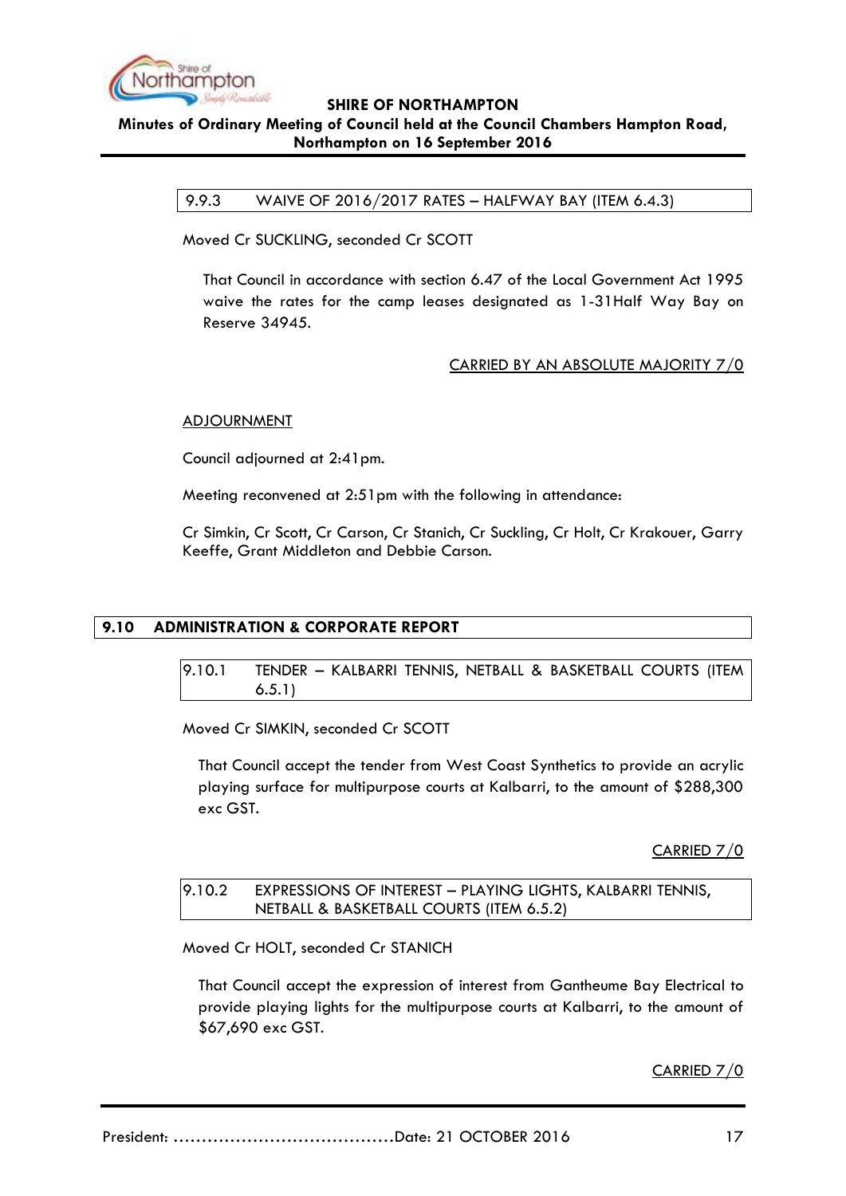### 9.9.3 WAIVE OF 2016/2017 RATES – HALFWAY BAY (ITEM 6.4.3)

Moved Cr SUCKLING, seconded Cr SCOTT

> That Council in accordance with section 6.47 of the Local Government Act 1995 waive the rates for the camp leases designated as 1-31Half Way Bay on Reserve 34945.

CARRIED BY AN ABSOLUTE MAJORITY 7/0

ADJOURNMENT

Council adjourned at 2:41pm.

Meeting reconvened at 2:51pm with the following in attendance:

Cr Simkin, Cr Scott, Cr Carson, Cr Stanich, Cr Suckling, Cr Holt, Cr Krakouer, Garry Keeffe, Grant Middleton and Debbie Carson.

## 9.10 ADMINISTRATION & CORPORATE REPORT

### 9.10.1 TENDER – KALBARRI TENNIS, NETBALL & BASKETBALL COURTS (ITEM 6.5.1)

Moved Cr SIMKIN, seconded Cr SCOTT

> That Council accept the tender from West Coast Synthetics to provide an acrylic playing surface for multipurpose courts at Kalbarri, to the amount of $288,300 exc GST.

CARRIED 7/0

### 9.10.2 EXPRESSIONS OF INTEREST – PLAYING LIGHTS, KALBARRI TENNIS, NETBALL & BASKETBALL COURTS (ITEM 6.5.2)

Moved Cr HOLT, seconded Cr STANICH

> That Council accept the expression of interest from Gantheume Bay Electrical to provide playing lights for the multipurpose courts at Kalbarri, to the amount of $67,690 exc GST.

CARRIED 7/0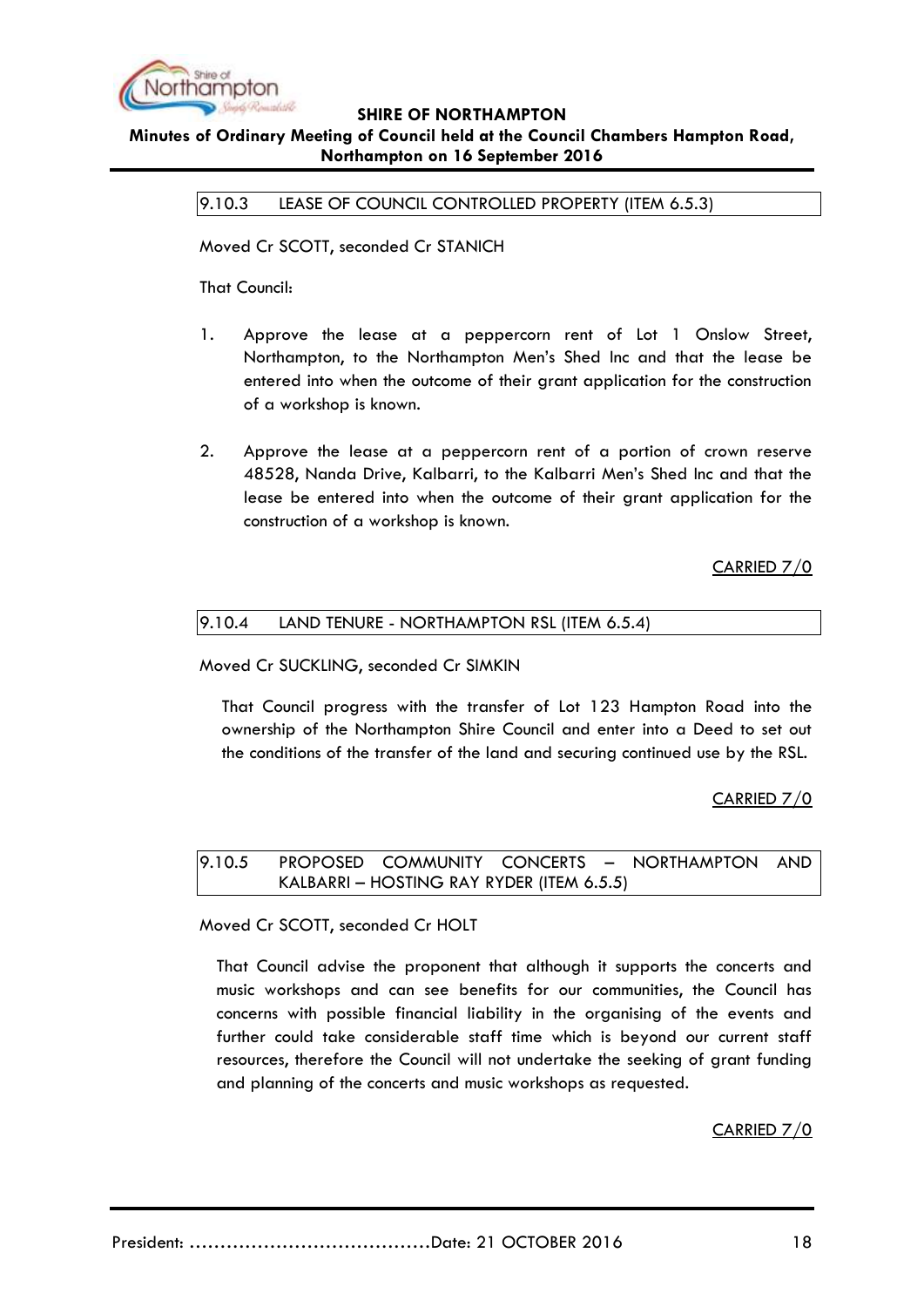### 9.10.3 LEASE OF COUNCIL CONTROLLED PROPERTY (ITEM 6.5.3)

Moved Cr SCOTT, seconded Cr STANICH

That Council:

1. Approve the lease at a peppercorn rent of Lot 1 Onslow Street, Northampton, to the Northampton Men's Shed Inc and that the lease be entered into when the outcome of their grant application for the construction of a workshop is known.

2. Approve the lease at a peppercorn rent of a portion of crown reserve 48528, Nanda Drive, Kalbarri, to the Kalbarri Men's Shed Inc and that the lease be entered into when the outcome of their grant application for the construction of a workshop is known.

CARRIED 7/0

### 9.10.4 LAND TENURE - NORTHAMPTON RSL (ITEM 6.5.4)

Moved Cr SUCKLING, seconded Cr SIMKIN

That Council progress with the transfer of Lot 123 Hampton Road into the ownership of the Northampton Shire Council and enter into a Deed to set out the conditions of the transfer of the land and securing continued use by the RSL.

CARRIED 7/0

### 9.10.5 PROPOSED COMMUNITY CONCERTS – NORTHAMPTON AND KALBARRI – HOSTING RAY RYDER (ITEM 6.5.5)

Moved Cr SCOTT, seconded Cr HOLT

That Council advise the proponent that although it supports the concerts and music workshops and can see benefits for our communities, the Council has concerns with possible financial liability in the organising of the events and further could take considerable staff time which is beyond our current staff resources, therefore the Council will not undertake the seeking of grant funding and planning of the concerts and music workshops as requested.

CARRIED 7/0

President: ……………………………………Date: 21 OCTOBER 2016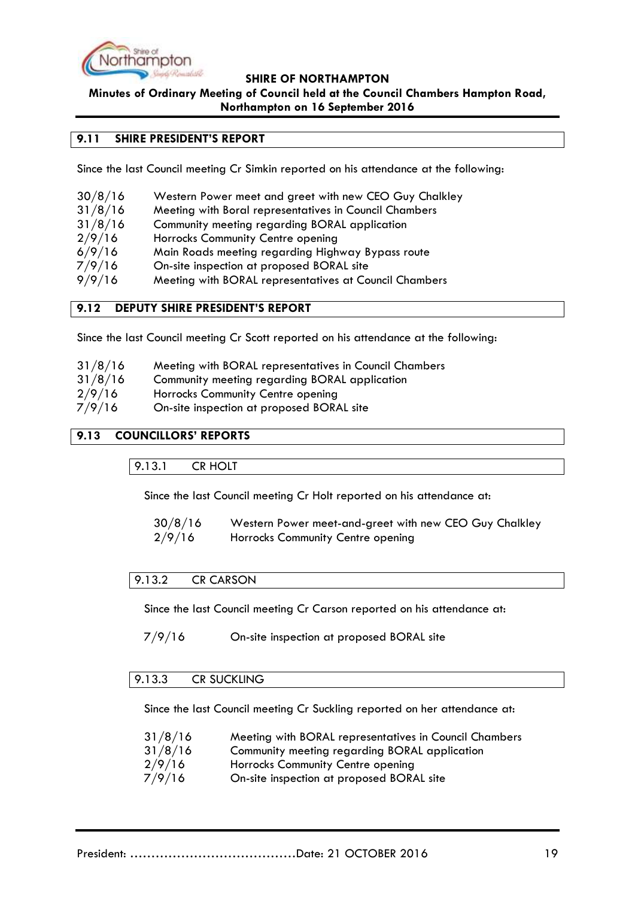## 9.11 SHIRE PRESIDENT'S REPORT

Since the last Council meeting Cr Simkin reported on his attendance at the following:

| | |
|---|---|
| 30/8/16 | Western Power meet and greet with new CEO Guy Chalkley |
| 31/8/16 | Meeting with Boral representatives in Council Chambers |
| 31/8/16 | Community meeting regarding BORAL application |
| 2/9/16 | Horrocks Community Centre opening |
| 6/9/16 | Main Roads meeting regarding Highway Bypass route |
| 7/9/16 | On-site inspection at proposed BORAL site |
| 9/9/16 | Meeting with BORAL representatives at Council Chambers |

## 9.12 DEPUTY SHIRE PRESIDENT'S REPORT

Since the last Council meeting Cr Scott reported on his attendance at the following:

| | |
|---|---|
| 31/8/16 | Meeting with BORAL representatives in Council Chambers |
| 31/8/16 | Community meeting regarding BORAL application |
| 2/9/16 | Horrocks Community Centre opening |
| 7/9/16 | On-site inspection at proposed BORAL site |

## 9.13 COUNCILLORS' REPORTS

### 9.13.1 CR HOLT

Since the last Council meeting Cr Holt reported on his attendance at:

| | |
|---|---|
| 30/8/16 | Western Power meet-and-greet with new CEO Guy Chalkley |
| 2/9/16 | Horrocks Community Centre opening |

### 9.13.2 CR CARSON

Since the last Council meeting Cr Carson reported on his attendance at:

| | |
|---|---|
| 7/9/16 | On-site inspection at proposed BORAL site |

### 9.13.3 CR SUCKLING

Since the last Council meeting Cr Suckling reported on her attendance at:

| | |
|---|---|
| 31/8/16 | Meeting with BORAL representatives in Council Chambers |
| 31/8/16 | Community meeting regarding BORAL application |
| 2/9/16 | Horrocks Community Centre opening |
| 7/9/16 | On-site inspection at proposed BORAL site |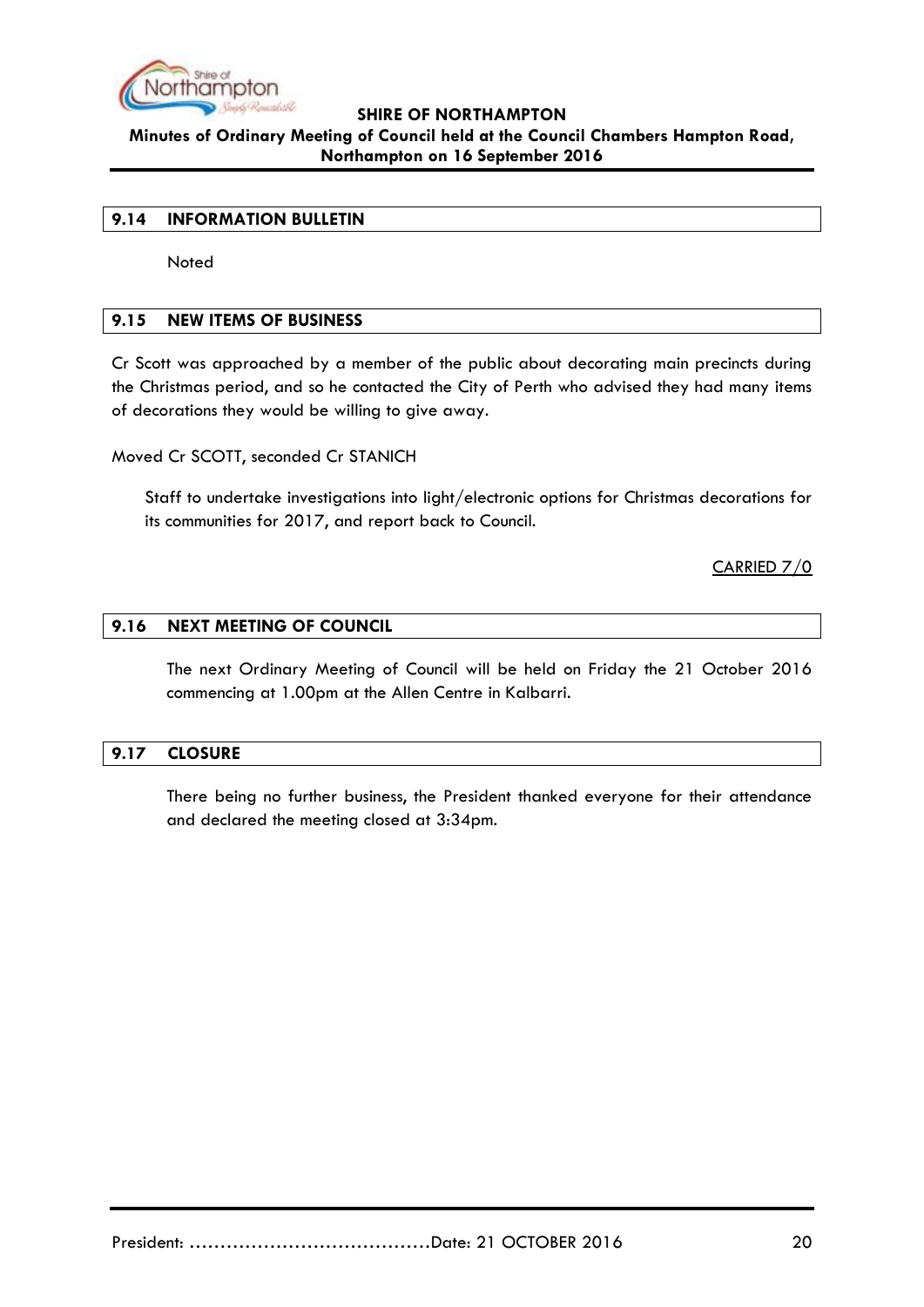## 9.14 INFORMATION BULLETIN

Noted

## 9.15 NEW ITEMS OF BUSINESS

Cr Scott was approached by a member of the public about decorating main precincts during the Christmas period, and so he contacted the City of Perth who advised they had many items of decorations they would be willing to give away.

Moved Cr SCOTT, seconded Cr STANICH

> Staff to undertake investigations into light/electronic options for Christmas decorations for its communities for 2017, and report back to Council.

CARRIED 7/0

## 9.16 NEXT MEETING OF COUNCIL

The next Ordinary Meeting of Council will be held on Friday the 21 October 2016 commencing at 1.00pm at the Allen Centre in Kalbarri.

## 9.17 CLOSURE

There being no further business, the President thanked everyone for their attendance and declared the meeting closed at 3:34pm.

President: ……………………………………Date: 21 OCTOBER 2016